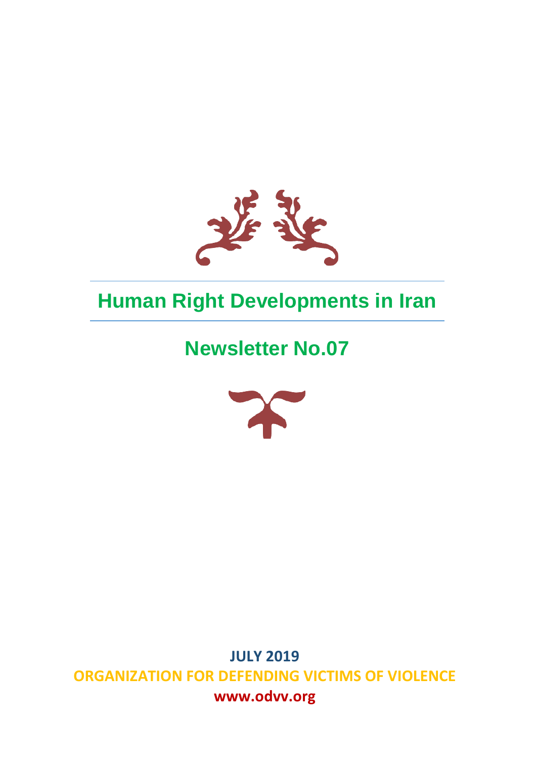# Human Right Developments in Iran

## Newsletter No.07

**JULY 2019**

**ORGANIZATION FOR DEFENDING VICTIMS OF VIOLENCE**

**www.odvv.org**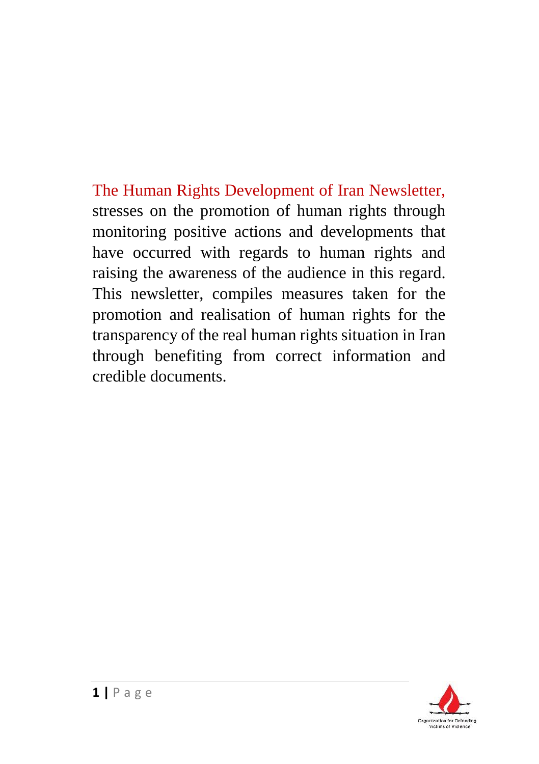The Human Rights Development of Iran Newsletter, stresses on the promotion of human rights through monitoring positive actions and developments that have occurred with regards to human rights and raising the awareness of the audience in this regard. This newsletter, compiles measures taken for the promotion and realisation of human rights for the transparency of the real human rights situation in Iran through benefiting from correct information and credible documents.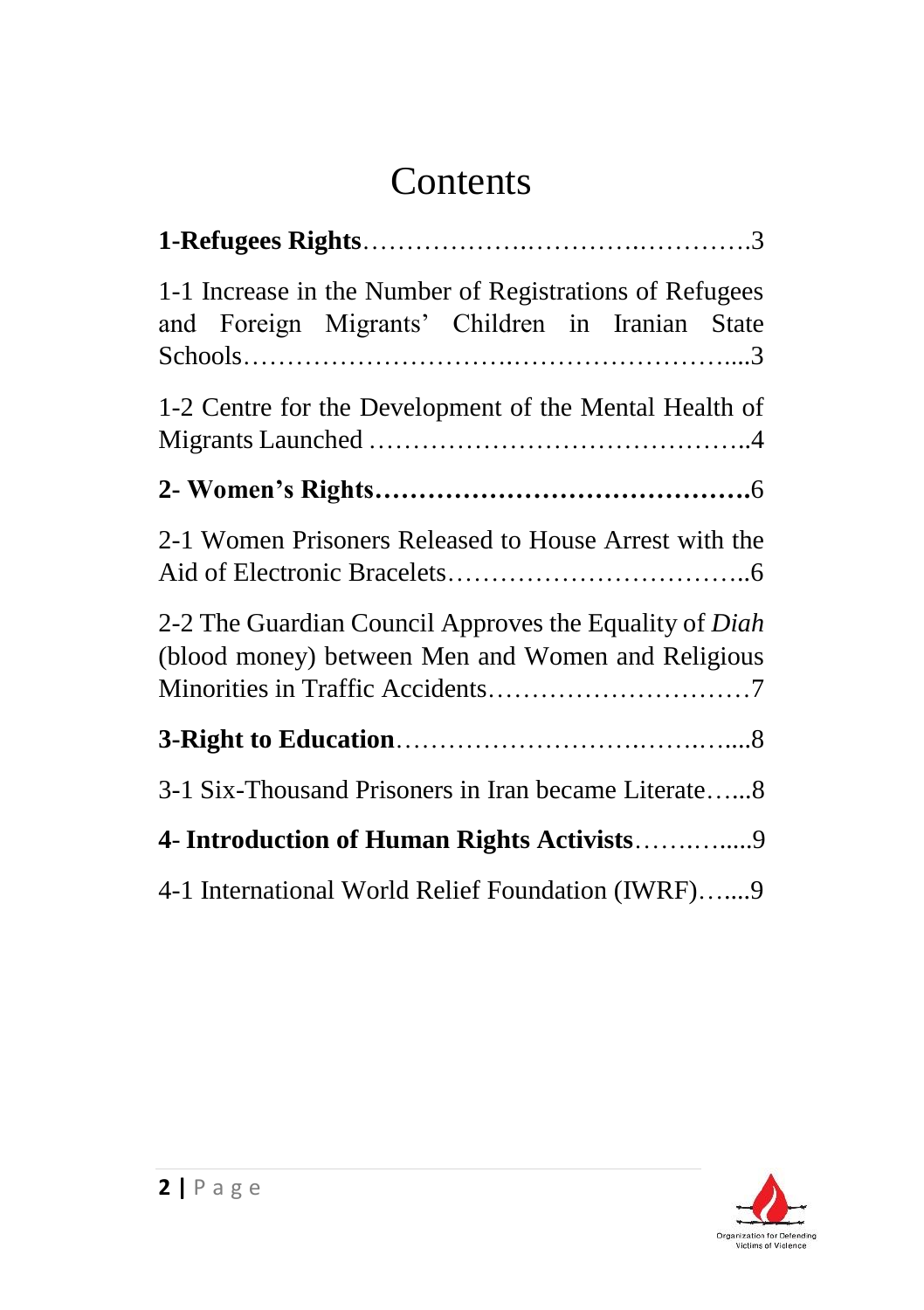# Contents

**1-Refugees Rights**…………….……….………….3

1-1 Increase in the Number of Registrations of Refugees and Foreign Migrants' Children in Iranian State Schools…………………….……………………....3

1-2 Centre for the Development of the Mental Health of Migrants Launched …………………………………..4

**2- Women's Rights…………………………………….**6

2-1 Women Prisoners Released to House Arrest with the Aid of Electronic Bracelets……………………………..6

2-2 The Guardian Council Approves the Equality of *Diah* (blood money) between Men and Women and Religious Minorities in Traffic Accidents…………………………7

**3-Right to Education**……………………….…….…....8

3-1 Six-Thousand Prisoners in Iran became Literate…...8

**4- Introduction of Human Rights Activists**…….…….....9

4-1 International World Relief Foundation (IWRF)…....9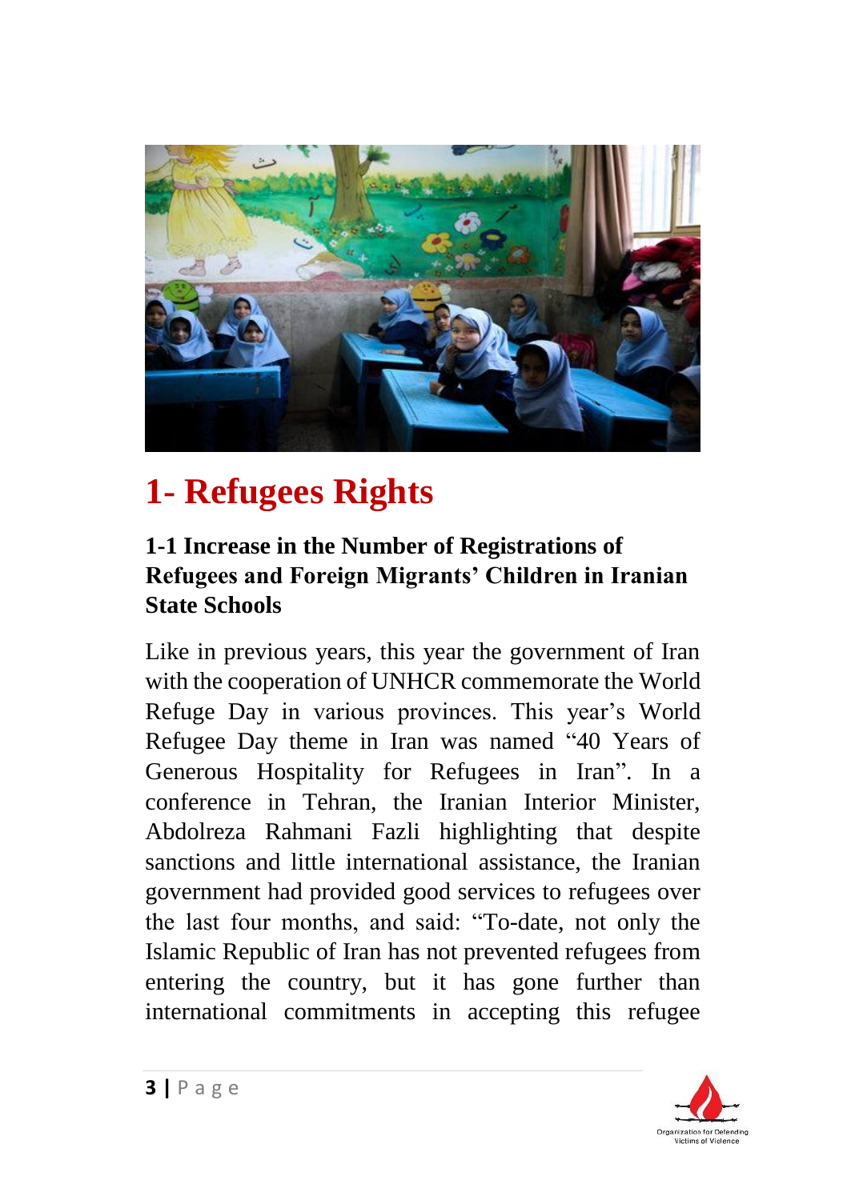# 1- Refugees Rights

### 1-1 Increase in the Number of Registrations of Refugees and Foreign Migrants' Children in Iranian State Schools

Like in previous years, this year the government of Iran with the cooperation of UNHCR commemorate the World Refuge Day in various provinces. This year's World Refugee Day theme in Iran was named "40 Years of Generous Hospitality for Refugees in Iran". In a conference in Tehran, the Iranian Interior Minister, Abdolreza Rahmani Fazli highlighting that despite sanctions and little international assistance, the Iranian government had provided good services to refugees over the last four months, and said: "To-date, not only the Islamic Republic of Iran has not prevented refugees from entering the country, but it has gone further than international commitments in accepting this refugee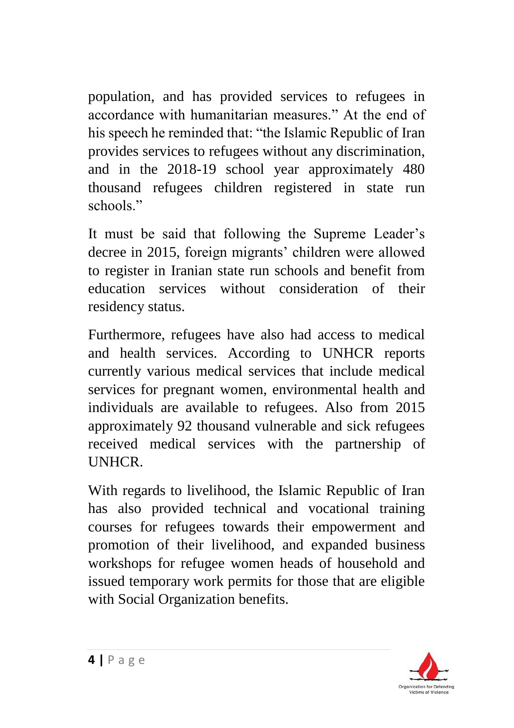population, and has provided services to refugees in accordance with humanitarian measures." At the end of his speech he reminded that: "the Islamic Republic of Iran provides services to refugees without any discrimination, and in the 2018-19 school year approximately 480 thousand refugees children registered in state run schools."

It must be said that following the Supreme Leader's decree in 2015, foreign migrants' children were allowed to register in Iranian state run schools and benefit from education services without consideration of their residency status.

Furthermore, refugees have also had access to medical and health services. According to UNHCR reports currently various medical services that include medical services for pregnant women, environmental health and individuals are available to refugees. Also from 2015 approximately 92 thousand vulnerable and sick refugees received medical services with the partnership of UNHCR.

With regards to livelihood, the Islamic Republic of Iran has also provided technical and vocational training courses for refugees towards their empowerment and promotion of their livelihood, and expanded business workshops for refugee women heads of household and issued temporary work permits for those that are eligible with Social Organization benefits.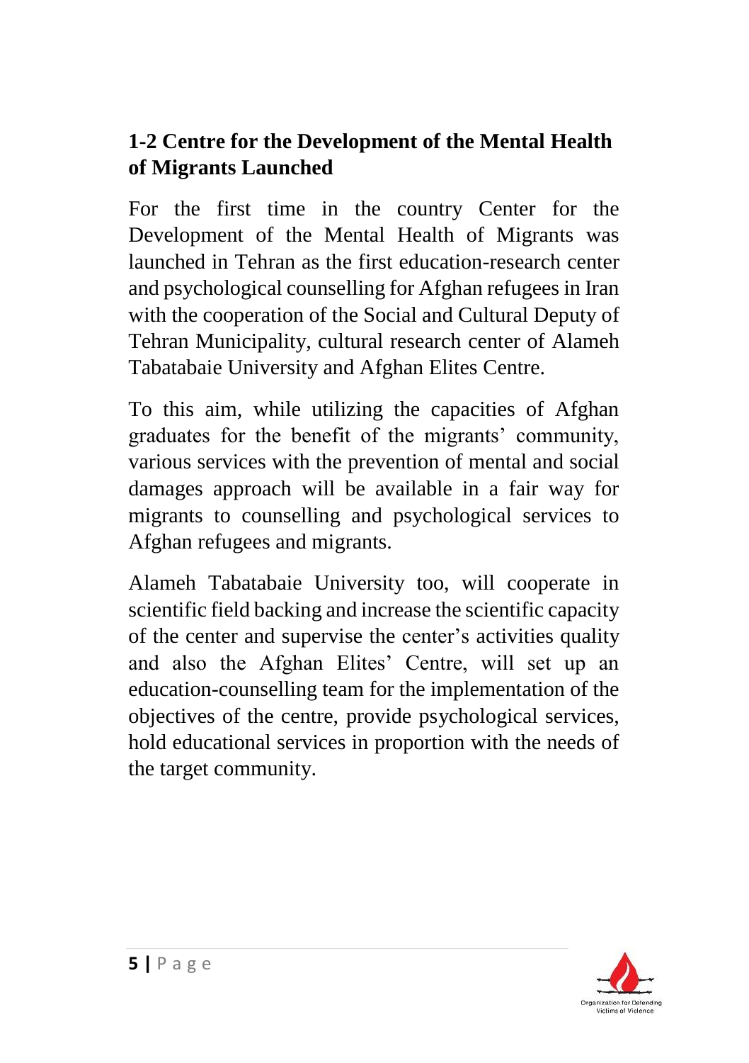## 1-2 Centre for the Development of the Mental Health of Migrants Launched

For the first time in the country Center for the Development of the Mental Health of Migrants was launched in Tehran as the first education-research center and psychological counselling for Afghan refugees in Iran with the cooperation of the Social and Cultural Deputy of Tehran Municipality, cultural research center of Alameh Tabatabaie University and Afghan Elites Centre.

To this aim, while utilizing the capacities of Afghan graduates for the benefit of the migrants' community, various services with the prevention of mental and social damages approach will be available in a fair way for migrants to counselling and psychological services to Afghan refugees and migrants.

Alameh Tabatabaie University too, will cooperate in scientific field backing and increase the scientific capacity of the center and supervise the center's activities quality and also the Afghan Elites' Centre, will set up an education-counselling team for the implementation of the objectives of the centre, provide psychological services, hold educational services in proportion with the needs of the target community.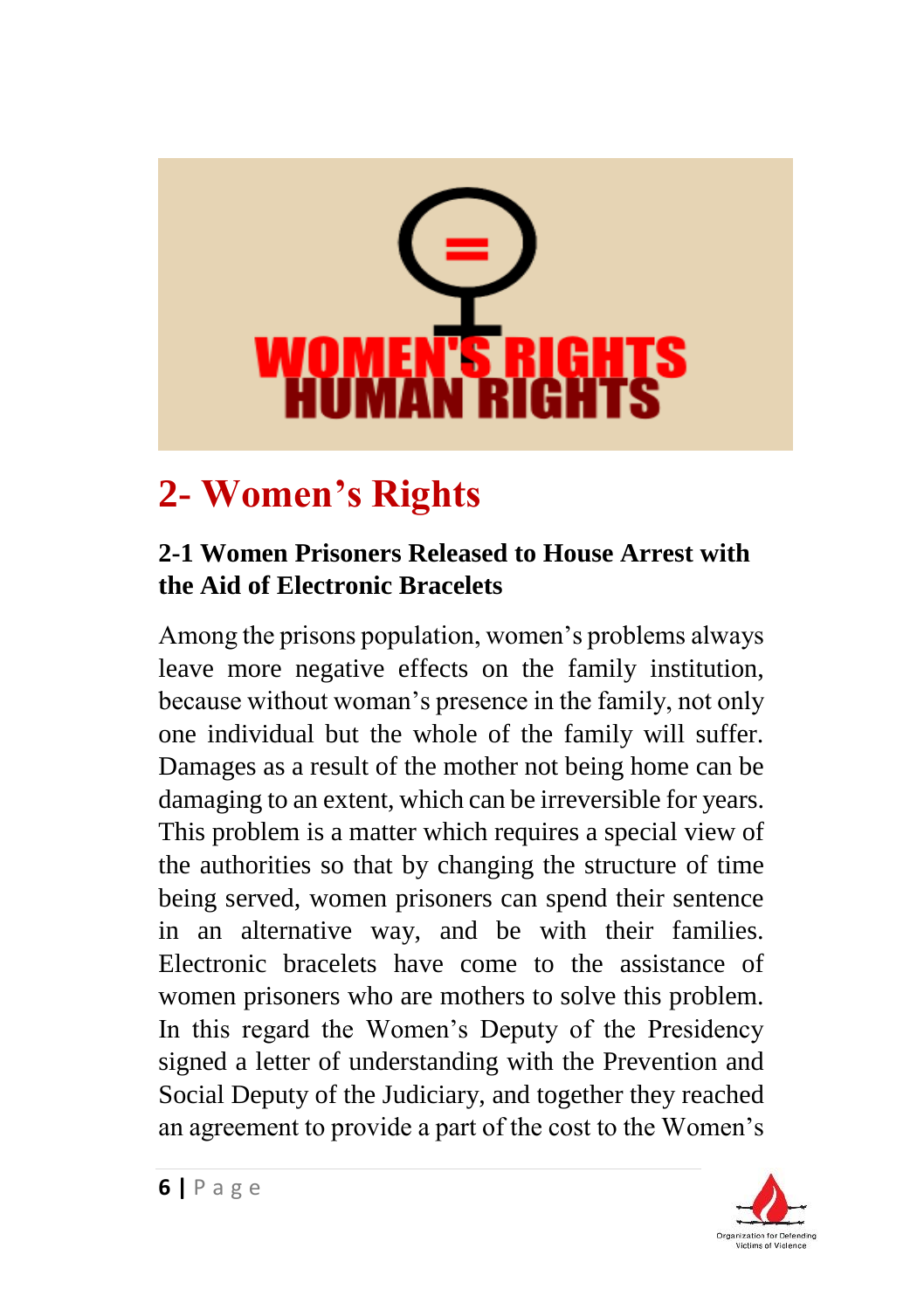# 2- Women's Rights

## 2-1 Women Prisoners Released to House Arrest with the Aid of Electronic Bracelets

Among the prisons population, women's problems always leave more negative effects on the family institution, because without woman's presence in the family, not only one individual but the whole of the family will suffer. Damages as a result of the mother not being home can be damaging to an extent, which can be irreversible for years. This problem is a matter which requires a special view of the authorities so that by changing the structure of time being served, women prisoners can spend their sentence in an alternative way, and be with their families. Electronic bracelets have come to the assistance of women prisoners who are mothers to solve this problem. In this regard the Women's Deputy of the Presidency signed a letter of understanding with the Prevention and Social Deputy of the Judiciary, and together they reached an agreement to provide a part of the cost to the Women's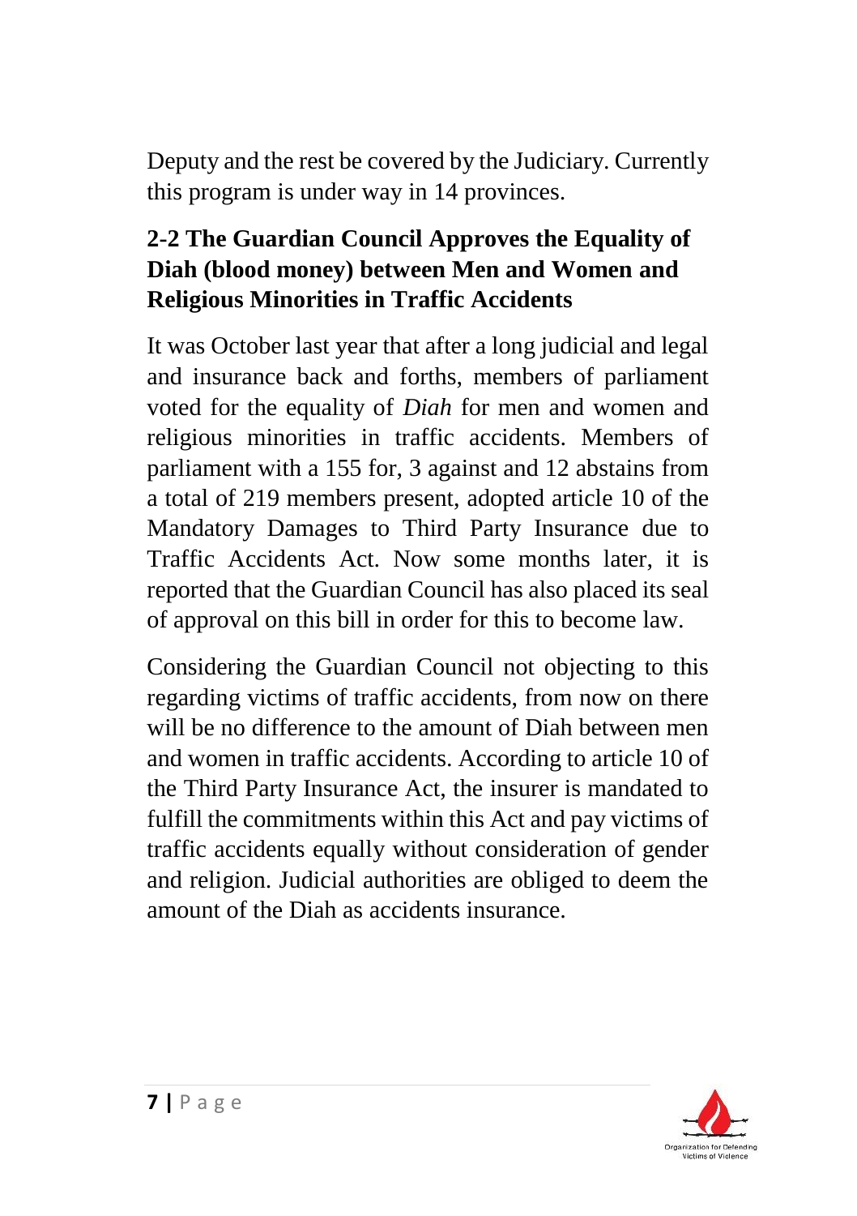Deputy and the rest be covered by the Judiciary. Currently this program is under way in 14 provinces.

### 2-2 The Guardian Council Approves the Equality of Diah (blood money) between Men and Women and Religious Minorities in Traffic Accidents

It was October last year that after a long judicial and legal and insurance back and forths, members of parliament voted for the equality of *Diah* for men and women and religious minorities in traffic accidents. Members of parliament with a 155 for, 3 against and 12 abstains from a total of 219 members present, adopted article 10 of the Mandatory Damages to Third Party Insurance due to Traffic Accidents Act. Now some months later, it is reported that the Guardian Council has also placed its seal of approval on this bill in order for this to become law.

Considering the Guardian Council not objecting to this regarding victims of traffic accidents, from now on there will be no difference to the amount of Diah between men and women in traffic accidents. According to article 10 of the Third Party Insurance Act, the insurer is mandated to fulfill the commitments within this Act and pay victims of traffic accidents equally without consideration of gender and religion. Judicial authorities are obliged to deem the amount of the Diah as accidents insurance.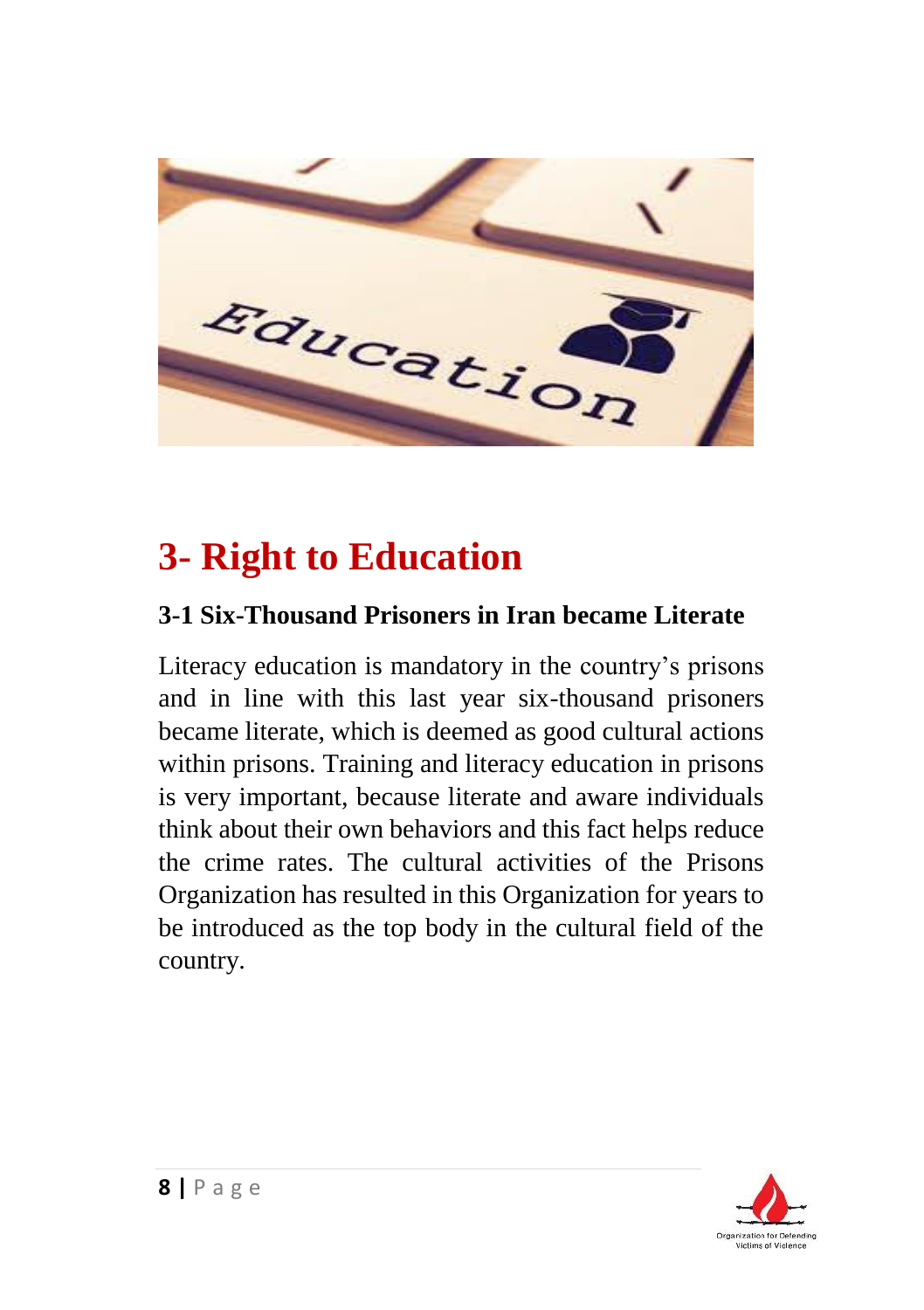# 3- Right to Education

### 3-1 Six-Thousand Prisoners in Iran became Literate

Literacy education is mandatory in the country's prisons and in line with this last year six-thousand prisoners became literate, which is deemed as good cultural actions within prisons. Training and literacy education in prisons is very important, because literate and aware individuals think about their own behaviors and this fact helps reduce the crime rates. The cultural activities of the Prisons Organization has resulted in this Organization for years to be introduced as the top body in the cultural field of the country.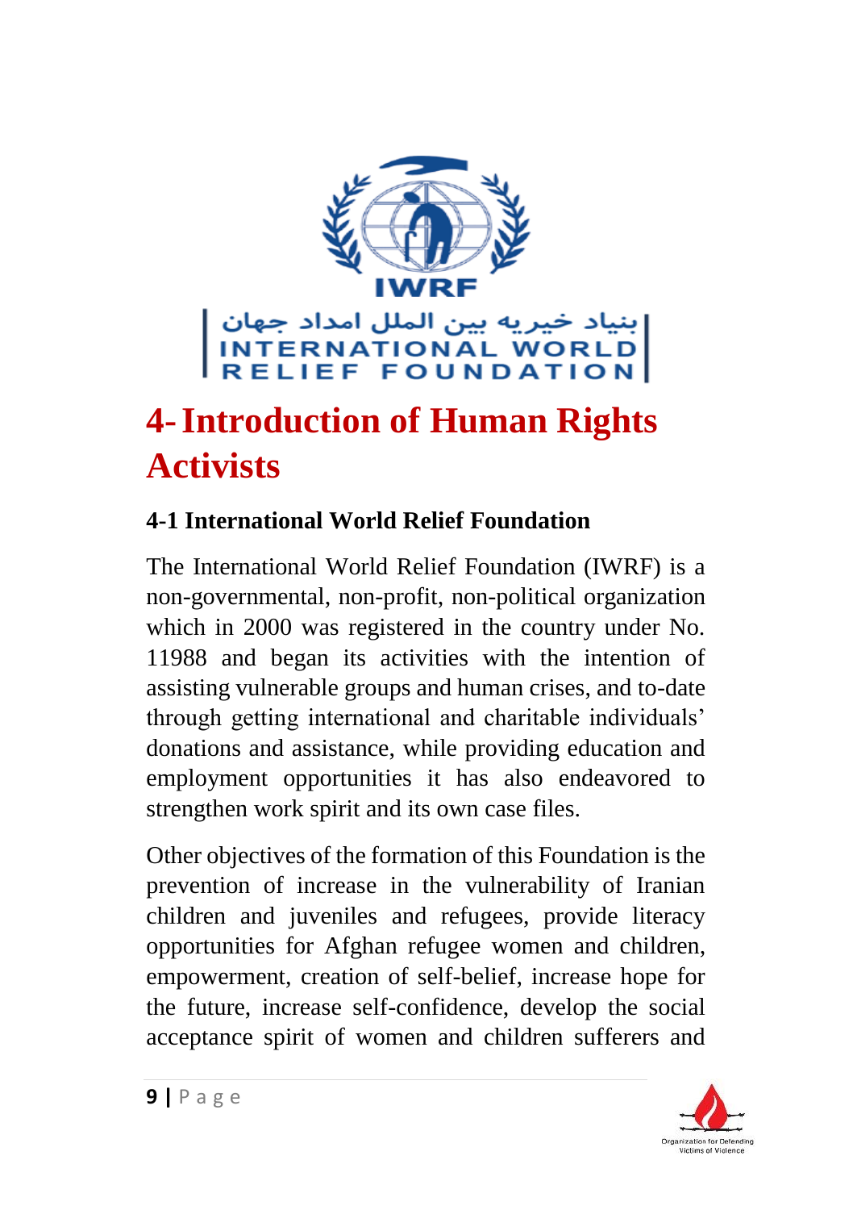بنیاد خیریه بین الملل امداد جهان
INTERNATIONAL WORLD RELIEF FOUNDATION

# 4- Introduction of Human Rights Activists

## 4-1 International World Relief Foundation

The International World Relief Foundation (IWRF) is a non-governmental, non-profit, non-political organization which in 2000 was registered in the country under No. 11988 and began its activities with the intention of assisting vulnerable groups and human crises, and to-date through getting international and charitable individuals' donations and assistance, while providing education and employment opportunities it has also endeavored to strengthen work spirit and its own case files.

Other objectives of the formation of this Foundation is the prevention of increase in the vulnerability of Iranian children and juveniles and refugees, provide literacy opportunities for Afghan refugee women and children, empowerment, creation of self-belief, increase hope for the future, increase self-confidence, develop the social acceptance spirit of women and children sufferers and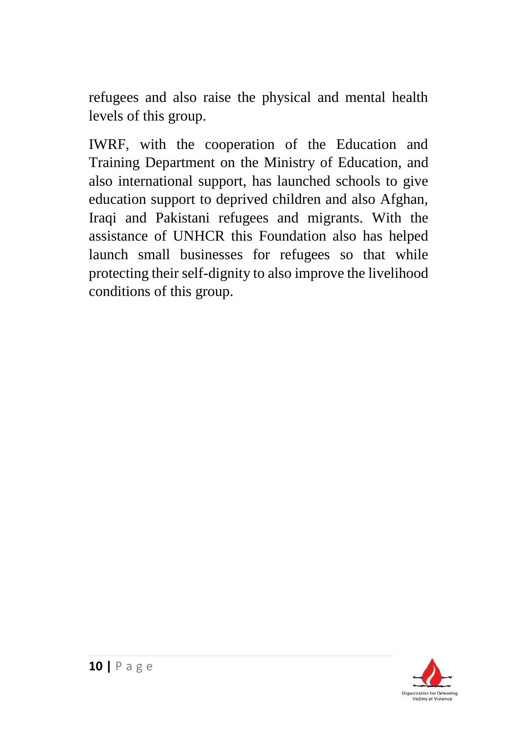refugees and also raise the physical and mental health levels of this group.

IWRF, with the cooperation of the Education and Training Department on the Ministry of Education, and also international support, has launched schools to give education support to deprived children and also Afghan, Iraqi and Pakistani refugees and migrants. With the assistance of UNHCR this Foundation also has helped launch small businesses for refugees so that while protecting their self-dignity to also improve the livelihood conditions of this group.